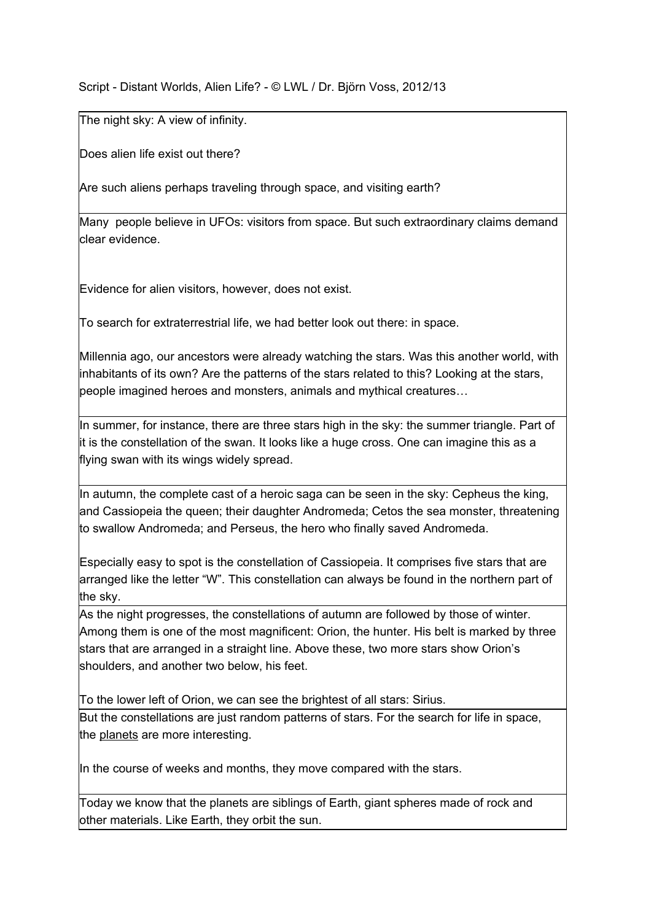Script - Distant Worlds, Alien Life? - © LWL / Dr. Björn Voss, 2012/13

| |
|---|
| The night sky: A view of infinity.<br><br>Does alien life exist out there?<br><br>Are such aliens perhaps traveling through space, and visiting earth? |
| Many people believe in UFOs: visitors from space. But such extraordinary claims demand clear evidence.<br><br>Evidence for alien visitors, however, does not exist.<br><br>To search for extraterrestrial life, we had better look out there: in space.<br><br>Millennia ago, our ancestors were already watching the stars. Was this another world, with inhabitants of its own? Are the patterns of the stars related to this? Looking at the stars, people imagined heroes and monsters, animals and mythical creatures… |
| In summer, for instance, there are three stars high in the sky: the summer triangle. Part of it is the constellation of the swan. It looks like a huge cross. One can imagine this as a flying swan with its wings widely spread. |
| In autumn, the complete cast of a heroic saga can be seen in the sky: Cepheus the king, and Cassiopeia the queen; their daughter Andromeda; Cetos the sea monster, threatening to swallow Andromeda; and Perseus, the hero who finally saved Andromeda.<br><br>Especially easy to spot is the constellation of Cassiopeia. It comprises five stars that are arranged like the letter "W". This constellation can always be found in the northern part of the sky. |
| As the night progresses, the constellations of autumn are followed by those of winter. Among them is one of the most magnificent: Orion, the hunter. His belt is marked by three stars that are arranged in a straight line. Above these, two more stars show Orion's shoulders, and another two below, his feet.<br><br>To the lower left of Orion, we can see the brightest of all stars: Sirius. |
| But the constellations are just random patterns of stars. For the search for life in space, the <u>planets</u> are more interesting.<br><br>In the course of weeks and months, they move compared with the stars. |
| Today we know that the planets are siblings of Earth, giant spheres made of rock and other materials. Like Earth, they orbit the sun. |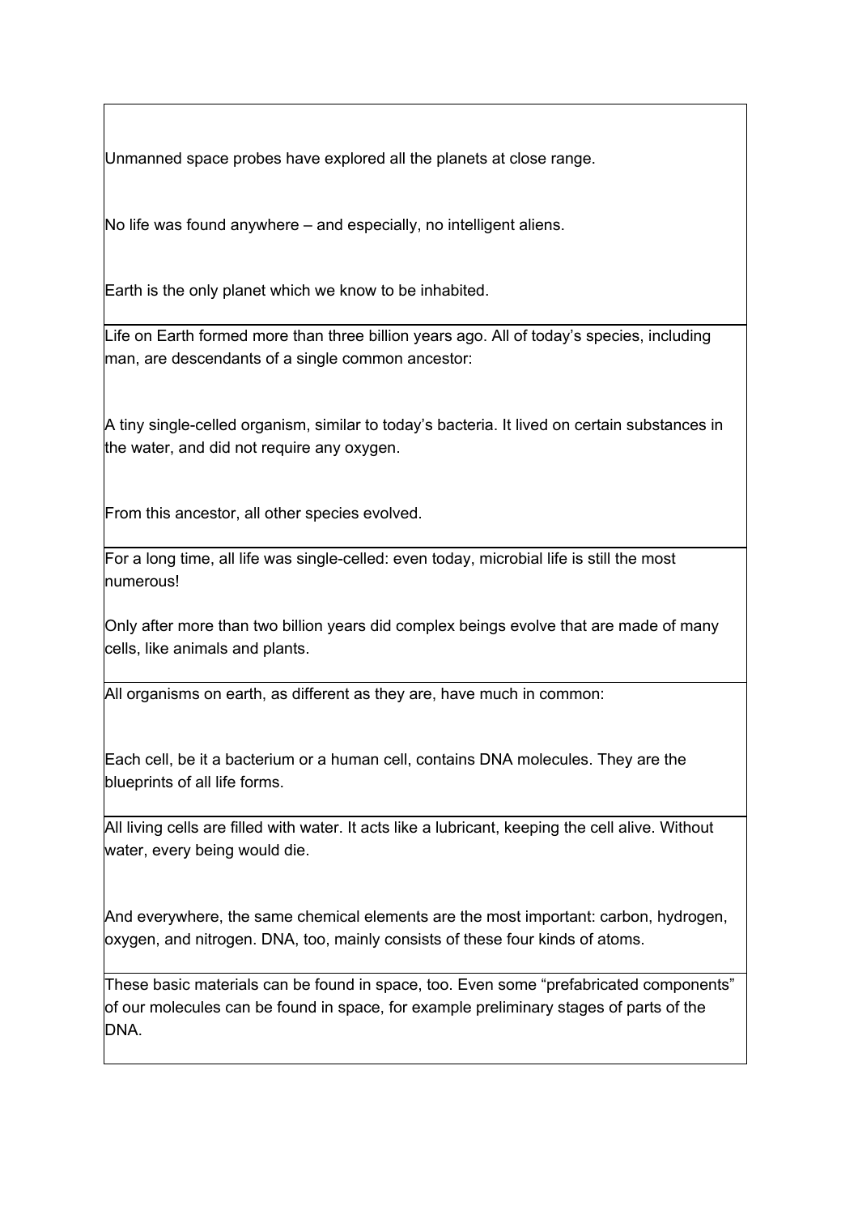Unmanned space probes have explored all the planets at close range.

No life was found anywhere – and especially, no intelligent aliens.

Earth is the only planet which we know to be inhabited.

Life on Earth formed more than three billion years ago. All of today's species, including man, are descendants of a single common ancestor:

A tiny single-celled organism, similar to today's bacteria. It lived on certain substances in the water, and did not require any oxygen.

From this ancestor, all other species evolved.

For a long time, all life was single-celled: even today, microbial life is still the most numerous!

Only after more than two billion years did complex beings evolve that are made of many cells, like animals and plants.

All organisms on earth, as different as they are, have much in common:

Each cell, be it a bacterium or a human cell, contains DNA molecules. They are the blueprints of all life forms.

All living cells are filled with water. It acts like a lubricant, keeping the cell alive. Without water, every being would die.

And everywhere, the same chemical elements are the most important: carbon, hydrogen, oxygen, and nitrogen. DNA, too, mainly consists of these four kinds of atoms.

These basic materials can be found in space, too. Even some "prefabricated components" of our molecules can be found in space, for example preliminary stages of parts of the DNA.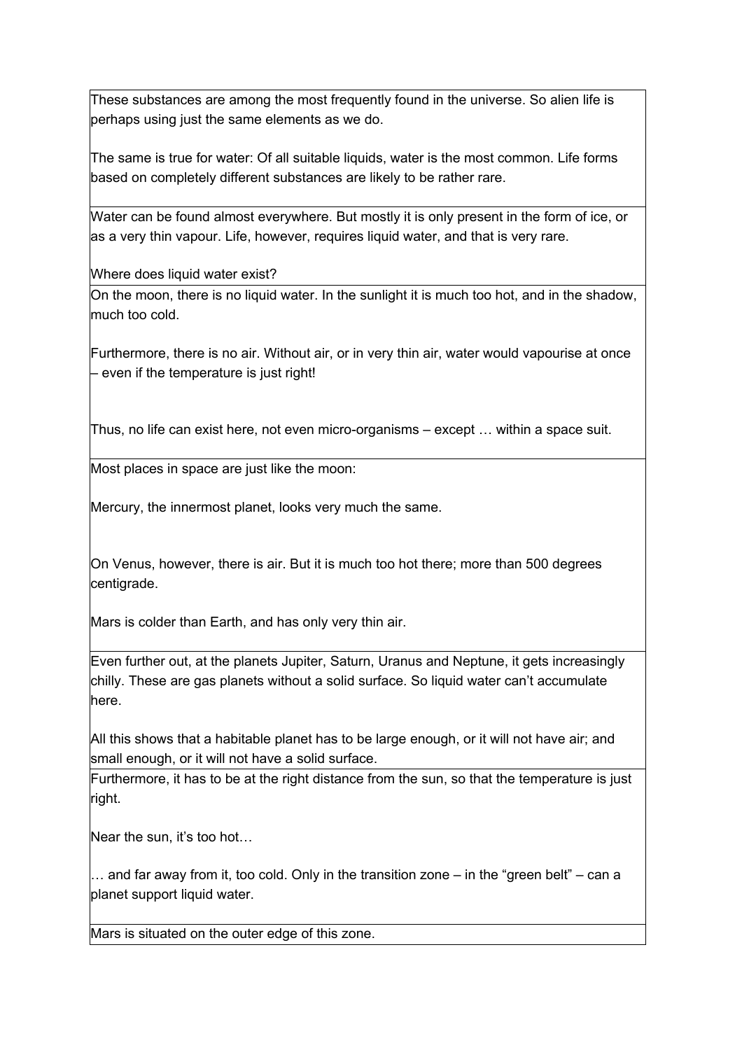These substances are among the most frequently found in the universe. So alien life is perhaps using just the same elements as we do.

The same is true for water: Of all suitable liquids, water is the most common. Life forms based on completely different substances are likely to be rather rare.

Water can be found almost everywhere. But mostly it is only present in the form of ice, or as a very thin vapour. Life, however, requires liquid water, and that is very rare.

Where does liquid water exist?

On the moon, there is no liquid water. In the sunlight it is much too hot, and in the shadow, much too cold.

Furthermore, there is no air. Without air, or in very thin air, water would vapourise at once – even if the temperature is just right!

Thus, no life can exist here, not even micro-organisms – except … within a space suit.

Most places in space are just like the moon:

Mercury, the innermost planet, looks very much the same.

On Venus, however, there is air. But it is much too hot there; more than 500 degrees centigrade.

Mars is colder than Earth, and has only very thin air.

Even further out, at the planets Jupiter, Saturn, Uranus and Neptune, it gets increasingly chilly. These are gas planets without a solid surface. So liquid water can't accumulate here.

All this shows that a habitable planet has to be large enough, or it will not have air; and small enough, or it will not have a solid surface.

Furthermore, it has to be at the right distance from the sun, so that the temperature is just right.

Near the sun, it's too hot…

… and far away from it, too cold. Only in the transition zone – in the "green belt" – can a planet support liquid water.

Mars is situated on the outer edge of this zone.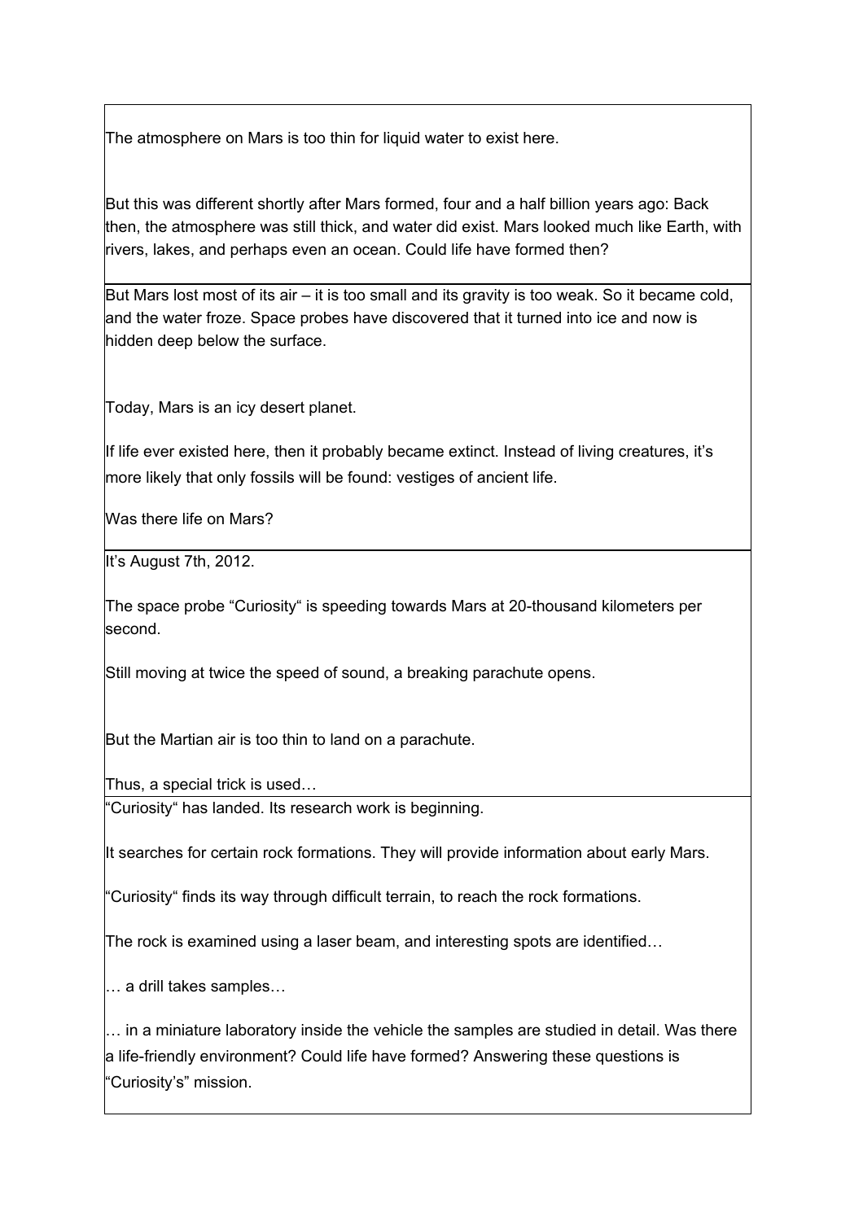The atmosphere on Mars is too thin for liquid water to exist here.

But this was different shortly after Mars formed, four and a half billion years ago: Back then, the atmosphere was still thick, and water did exist. Mars looked much like Earth, with rivers, lakes, and perhaps even an ocean. Could life have formed then?

But Mars lost most of its air – it is too small and its gravity is too weak. So it became cold, and the water froze. Space probes have discovered that it turned into ice and now is hidden deep below the surface.

Today, Mars is an icy desert planet.

If life ever existed here, then it probably became extinct. Instead of living creatures, it's more likely that only fossils will be found: vestiges of ancient life.

Was there life on Mars?

It's August 7th, 2012.

The space probe "Curiosity" is speeding towards Mars at 20-thousand kilometers per second.

Still moving at twice the speed of sound, a breaking parachute opens.

But the Martian air is too thin to land on a parachute.

Thus, a special trick is used…

"Curiosity" has landed. Its research work is beginning.

It searches for certain rock formations. They will provide information about early Mars.

"Curiosity" finds its way through difficult terrain, to reach the rock formations.

The rock is examined using a laser beam, and interesting spots are identified…

… a drill takes samples…

… in a miniature laboratory inside the vehicle the samples are studied in detail. Was there a life-friendly environment? Could life have formed? Answering these questions is "Curiosity's" mission.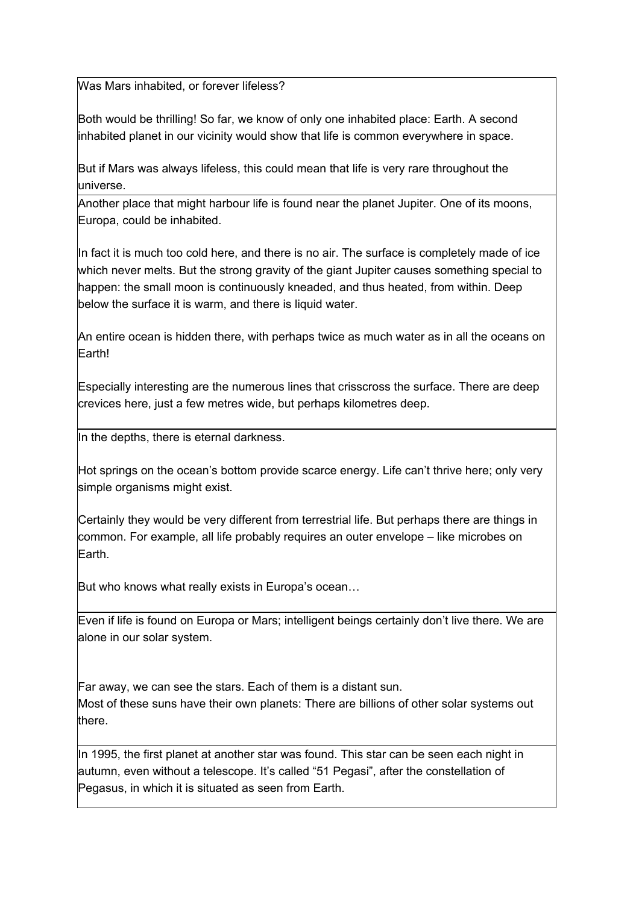Was Mars inhabited, or forever lifeless?

Both would be thrilling! So far, we know of only one inhabited place: Earth. A second inhabited planet in our vicinity would show that life is common everywhere in space.

But if Mars was always lifeless, this could mean that life is very rare throughout the universe.

Another place that might harbour life is found near the planet Jupiter. One of its moons, Europa, could be inhabited.

In fact it is much too cold here, and there is no air. The surface is completely made of ice which never melts. But the strong gravity of the giant Jupiter causes something special to happen: the small moon is continuously kneaded, and thus heated, from within. Deep below the surface it is warm, and there is liquid water.

An entire ocean is hidden there, with perhaps twice as much water as in all the oceans on Earth!

Especially interesting are the numerous lines that crisscross the surface. There are deep crevices here, just a few metres wide, but perhaps kilometres deep.

In the depths, there is eternal darkness.

Hot springs on the ocean's bottom provide scarce energy. Life can't thrive here; only very simple organisms might exist.

Certainly they would be very different from terrestrial life. But perhaps there are things in common. For example, all life probably requires an outer envelope – like microbes on Earth.

But who knows what really exists in Europa's ocean…

Even if life is found on Europa or Mars; intelligent beings certainly don't live there. We are alone in our solar system.

Far away, we can see the stars. Each of them is a distant sun.
Most of these suns have their own planets: There are billions of other solar systems out there.

In 1995, the first planet at another star was found. This star can be seen each night in autumn, even without a telescope. It's called "51 Pegasi", after the constellation of Pegasus, in which it is situated as seen from Earth.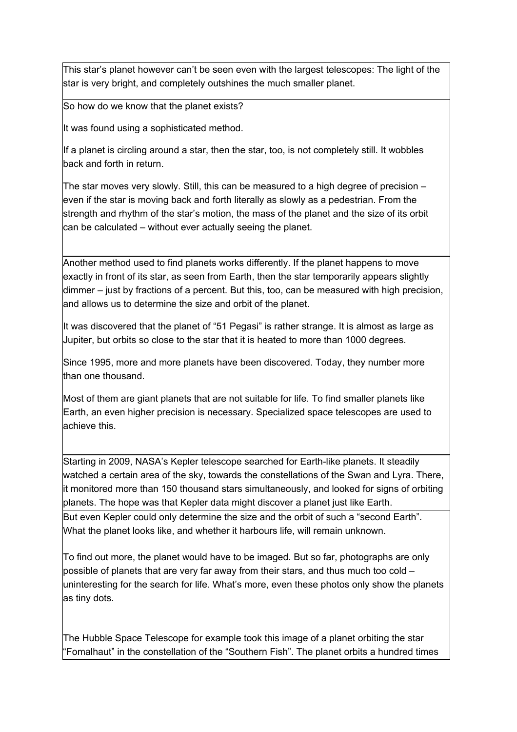This star's planet however can't be seen even with the largest telescopes: The light of the star is very bright, and completely outshines the much smaller planet.

So how do we know that the planet exists?

It was found using a sophisticated method.

If a planet is circling around a star, then the star, too, is not completely still. It wobbles back and forth in return.

The star moves very slowly. Still, this can be measured to a high degree of precision – even if the star is moving back and forth literally as slowly as a pedestrian. From the strength and rhythm of the star's motion, the mass of the planet and the size of its orbit can be calculated – without ever actually seeing the planet.

Another method used to find planets works differently. If the planet happens to move exactly in front of its star, as seen from Earth, then the star temporarily appears slightly dimmer – just by fractions of a percent. But this, too, can be measured with high precision, and allows us to determine the size and orbit of the planet.

It was discovered that the planet of "51 Pegasi" is rather strange. It is almost as large as Jupiter, but orbits so close to the star that it is heated to more than 1000 degrees.

Since 1995, more and more planets have been discovered. Today, they number more than one thousand.

Most of them are giant planets that are not suitable for life. To find smaller planets like Earth, an even higher precision is necessary. Specialized space telescopes are used to achieve this.

Starting in 2009, NASA's Kepler telescope searched for Earth-like planets. It steadily watched a certain area of the sky, towards the constellations of the Swan and Lyra. There, it monitored more than 150 thousand stars simultaneously, and looked for signs of orbiting planets. The hope was that Kepler data might discover a planet just like Earth.

But even Kepler could only determine the size and the orbit of such a "second Earth". What the planet looks like, and whether it harbours life, will remain unknown.

To find out more, the planet would have to be imaged. But so far, photographs are only possible of planets that are very far away from their stars, and thus much too cold – uninteresting for the search for life. What's more, even these photos only show the planets as tiny dots.

The Hubble Space Telescope for example took this image of a planet orbiting the star "Fomalhaut" in the constellation of the "Southern Fish". The planet orbits a hundred times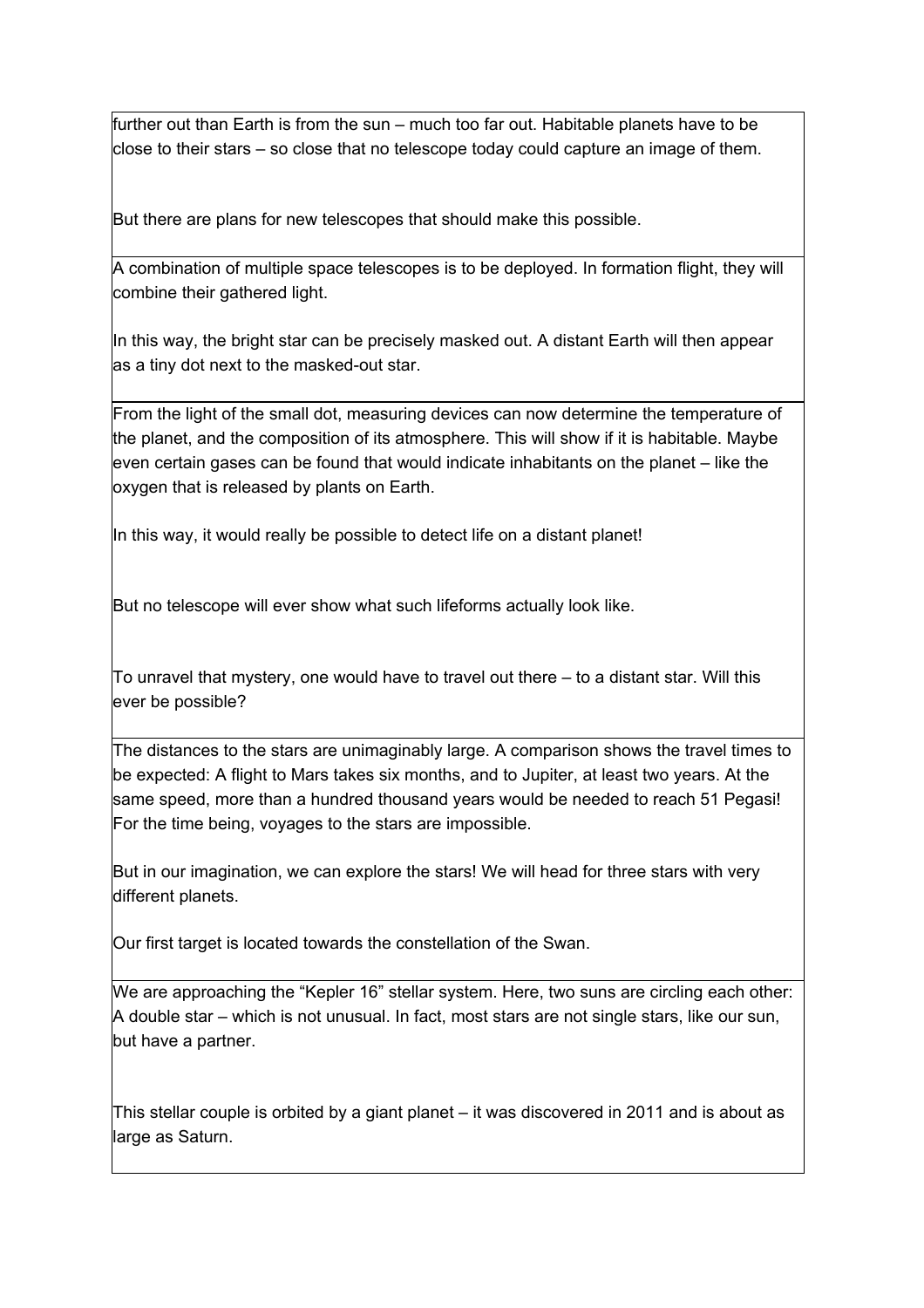further out than Earth is from the sun – much too far out. Habitable planets have to be close to their stars – so close that no telescope today could capture an image of them.

But there are plans for new telescopes that should make this possible.

A combination of multiple space telescopes is to be deployed. In formation flight, they will combine their gathered light.

In this way, the bright star can be precisely masked out. A distant Earth will then appear as a tiny dot next to the masked-out star.

From the light of the small dot, measuring devices can now determine the temperature of the planet, and the composition of its atmosphere. This will show if it is habitable. Maybe even certain gases can be found that would indicate inhabitants on the planet – like the oxygen that is released by plants on Earth.

In this way, it would really be possible to detect life on a distant planet!

But no telescope will ever show what such lifeforms actually look like.

To unravel that mystery, one would have to travel out there – to a distant star. Will this ever be possible?

The distances to the stars are unimaginably large. A comparison shows the travel times to be expected: A flight to Mars takes six months, and to Jupiter, at least two years. At the same speed, more than a hundred thousand years would be needed to reach 51 Pegasi! For the time being, voyages to the stars are impossible.

But in our imagination, we can explore the stars! We will head for three stars with very different planets.

Our first target is located towards the constellation of the Swan.

We are approaching the “Kepler 16” stellar system. Here, two suns are circling each other: A double star – which is not unusual. In fact, most stars are not single stars, like our sun, but have a partner.

This stellar couple is orbited by a giant planet – it was discovered in 2011 and is about as large as Saturn.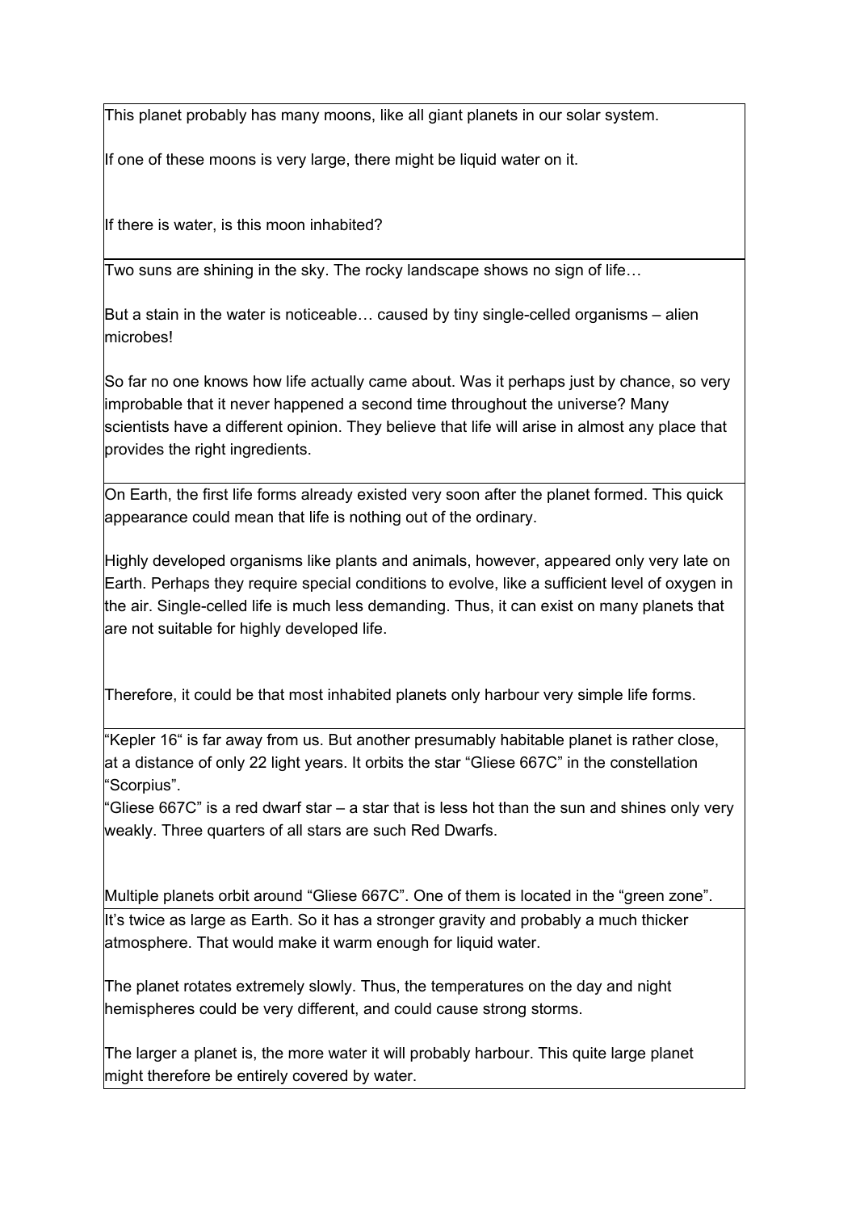| |
|---|
| This planet probably has many moons, like all giant planets in our solar system.<br><br>If one of these moons is very large, there might be liquid water on it.<br><br>If there is water, is this moon inhabited? |
| Two suns are shining in the sky. The rocky landscape shows no sign of life…<br><br>But a stain in the water is noticeable… caused by tiny single-celled organisms – alien microbes!<br><br>So far no one knows how life actually came about. Was it perhaps just by chance, so very improbable that it never happened a second time throughout the universe? Many scientists have a different opinion. They believe that life will arise in almost any place that provides the right ingredients. |
| On Earth, the first life forms already existed very soon after the planet formed. This quick appearance could mean that life is nothing out of the ordinary.<br><br>Highly developed organisms like plants and animals, however, appeared only very late on Earth. Perhaps they require special conditions to evolve, like a sufficient level of oxygen in the air. Single-celled life is much less demanding. Thus, it can exist on many planets that are not suitable for highly developed life.<br><br>Therefore, it could be that most inhabited planets only harbour very simple life forms. |
| "Kepler 16" is far away from us. But another presumably habitable planet is rather close, at a distance of only 22 light years. It orbits the star "Gliese 667C" in the constellation "Scorpius".<br>"Gliese 667C" is a red dwarf star – a star that is less hot than the sun and shines only very weakly. Three quarters of all stars are such Red Dwarfs.<br><br>Multiple planets orbit around "Gliese 667C". One of them is located in the "green zone". |
| It's twice as large as Earth. So it has a stronger gravity and probably a much thicker atmosphere. That would make it warm enough for liquid water.<br><br>The planet rotates extremely slowly. Thus, the temperatures on the day and night hemispheres could be very different, and could cause strong storms.<br><br>The larger a planet is, the more water it will probably harbour. This quite large planet might therefore be entirely covered by water. |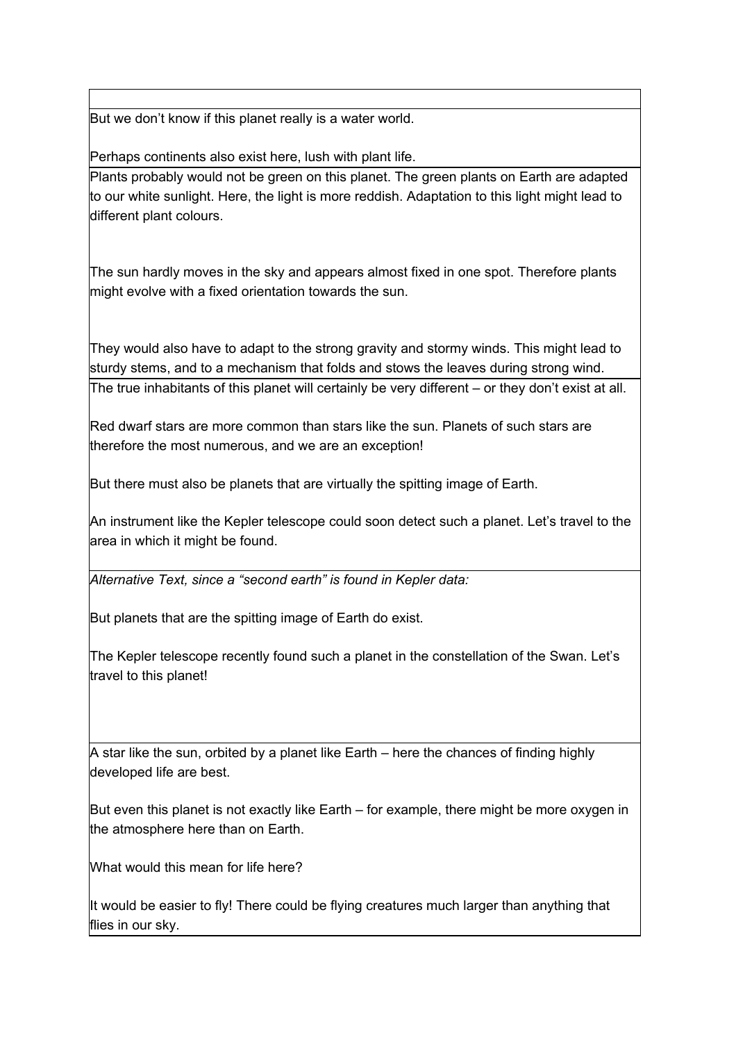But we don't know if this planet really is a water world.

Perhaps continents also exist here, lush with plant life.

Plants probably would not be green on this planet. The green plants on Earth are adapted to our white sunlight. Here, the light is more reddish. Adaptation to this light might lead to different plant colours.

The sun hardly moves in the sky and appears almost fixed in one spot. Therefore plants might evolve with a fixed orientation towards the sun.

They would also have to adapt to the strong gravity and stormy winds. This might lead to sturdy stems, and to a mechanism that folds and stows the leaves during strong wind.

The true inhabitants of this planet will certainly be very different – or they don't exist at all.

Red dwarf stars are more common than stars like the sun. Planets of such stars are therefore the most numerous, and we are an exception!

But there must also be planets that are virtually the spitting image of Earth.

An instrument like the Kepler telescope could soon detect such a planet. Let's travel to the area in which it might be found.

*Alternative Text, since a "second earth" is found in Kepler data:*

But planets that are the spitting image of Earth do exist.

The Kepler telescope recently found such a planet in the constellation of the Swan. Let's travel to this planet!

A star like the sun, orbited by a planet like Earth – here the chances of finding highly developed life are best.

But even this planet is not exactly like Earth – for example, there might be more oxygen in the atmosphere here than on Earth.

What would this mean for life here?

It would be easier to fly! There could be flying creatures much larger than anything that flies in our sky.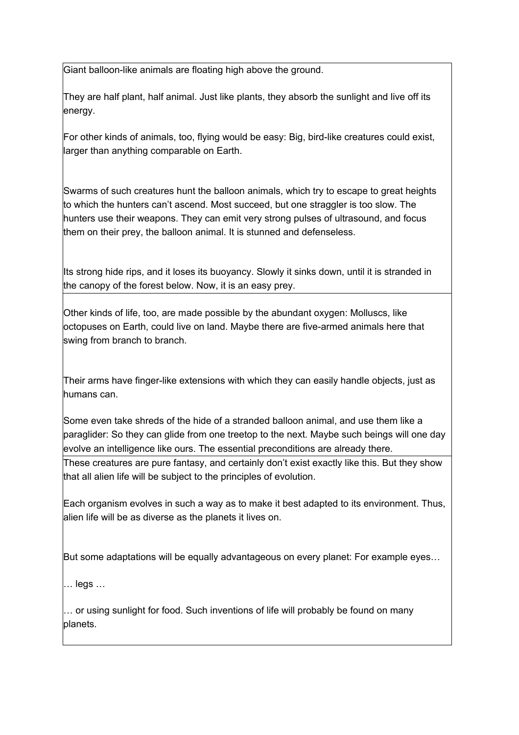Giant balloon-like animals are floating high above the ground.

They are half plant, half animal. Just like plants, they absorb the sunlight and live off its energy.

For other kinds of animals, too, flying would be easy: Big, bird-like creatures could exist, larger than anything comparable on Earth.

Swarms of such creatures hunt the balloon animals, which try to escape to great heights to which the hunters can't ascend. Most succeed, but one straggler is too slow. The hunters use their weapons. They can emit very strong pulses of ultrasound, and focus them on their prey, the balloon animal. It is stunned and defenseless.

Its strong hide rips, and it loses its buoyancy. Slowly it sinks down, until it is stranded in the canopy of the forest below. Now, it is an easy prey.

Other kinds of life, too, are made possible by the abundant oxygen: Molluscs, like octopuses on Earth, could live on land. Maybe there are five-armed animals here that swing from branch to branch.

Their arms have finger-like extensions with which they can easily handle objects, just as humans can.

Some even take shreds of the hide of a stranded balloon animal, and use them like a paraglider: So they can glide from one treetop to the next. Maybe such beings will one day evolve an intelligence like ours. The essential preconditions are already there.

These creatures are pure fantasy, and certainly don't exist exactly like this. But they show that all alien life will be subject to the principles of evolution.

Each organism evolves in such a way as to make it best adapted to its environment. Thus, alien life will be as diverse as the planets it lives on.

But some adaptations will be equally advantageous on every planet: For example eyes…

… legs …

… or using sunlight for food. Such inventions of life will probably be found on many planets.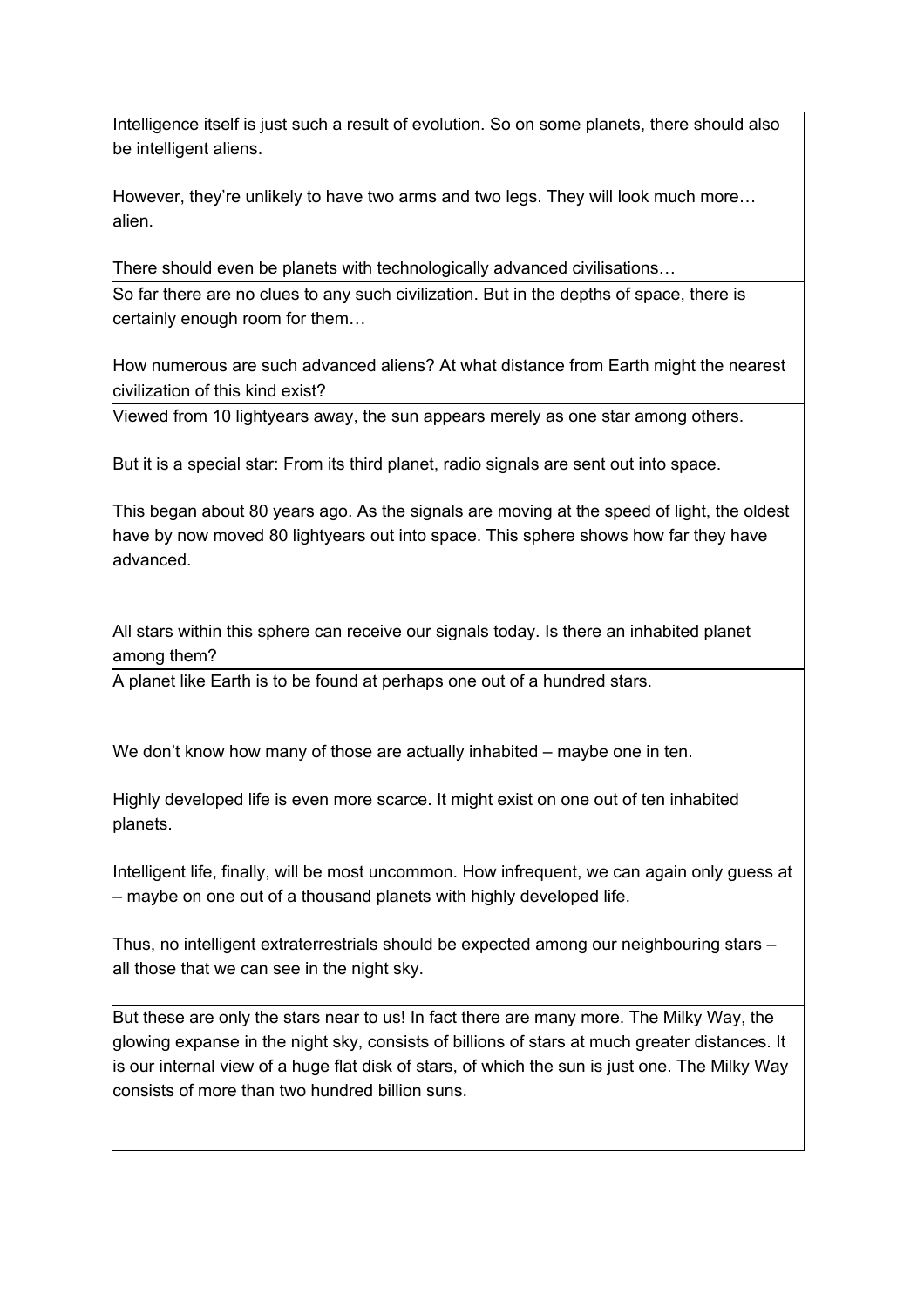Intelligence itself is just such a result of evolution. So on some planets, there should also be intelligent aliens.

However, they're unlikely to have two arms and two legs. They will look much more… alien.

There should even be planets with technologically advanced civilisations…

So far there are no clues to any such civilization. But in the depths of space, there is certainly enough room for them…

How numerous are such advanced aliens? At what distance from Earth might the nearest civilization of this kind exist?

Viewed from 10 lightyears away, the sun appears merely as one star among others.

But it is a special star: From its third planet, radio signals are sent out into space.

This began about 80 years ago. As the signals are moving at the speed of light, the oldest have by now moved 80 lightyears out into space. This sphere shows how far they have advanced.

All stars within this sphere can receive our signals today. Is there an inhabited planet among them?

A planet like Earth is to be found at perhaps one out of a hundred stars.

We don't know how many of those are actually inhabited – maybe one in ten.

Highly developed life is even more scarce. It might exist on one out of ten inhabited planets.

Intelligent life, finally, will be most uncommon. How infrequent, we can again only guess at – maybe on one out of a thousand planets with highly developed life.

Thus, no intelligent extraterrestrials should be expected among our neighbouring stars – all those that we can see in the night sky.

But these are only the stars near to us! In fact there are many more. The Milky Way, the glowing expanse in the night sky, consists of billions of stars at much greater distances. It is our internal view of a huge flat disk of stars, of which the sun is just one. The Milky Way consists of more than two hundred billion suns.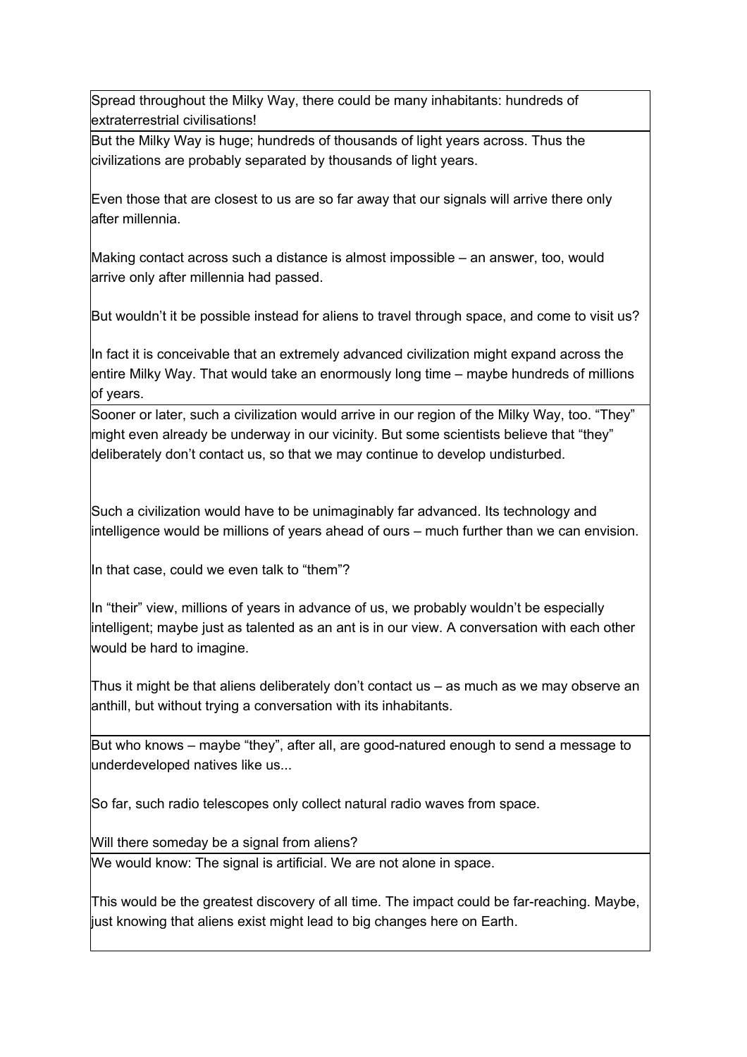Spread throughout the Milky Way, there could be many inhabitants: hundreds of extraterrestrial civilisations!

But the Milky Way is huge; hundreds of thousands of light years across. Thus the civilizations are probably separated by thousands of light years.

Even those that are closest to us are so far away that our signals will arrive there only after millennia.

Making contact across such a distance is almost impossible – an answer, too, would arrive only after millennia had passed.

But wouldn't it be possible instead for aliens to travel through space, and come to visit us?

In fact it is conceivable that an extremely advanced civilization might expand across the entire Milky Way. That would take an enormously long time – maybe hundreds of millions of years.

Sooner or later, such a civilization would arrive in our region of the Milky Way, too. "They" might even already be underway in our vicinity. But some scientists believe that "they" deliberately don't contact us, so that we may continue to develop undisturbed.

Such a civilization would have to be unimaginably far advanced. Its technology and intelligence would be millions of years ahead of ours – much further than we can envision.

In that case, could we even talk to "them"?

In "their" view, millions of years in advance of us, we probably wouldn't be especially intelligent; maybe just as talented as an ant is in our view. A conversation with each other would be hard to imagine.

Thus it might be that aliens deliberately don't contact us – as much as we may observe an anthill, but without trying a conversation with its inhabitants.

But who knows – maybe "they", after all, are good-natured enough to send a message to underdeveloped natives like us...

So far, such radio telescopes only collect natural radio waves from space.

Will there someday be a signal from aliens?

We would know: The signal is artificial. We are not alone in space.

This would be the greatest discovery of all time. The impact could be far-reaching. Maybe, just knowing that aliens exist might lead to big changes here on Earth.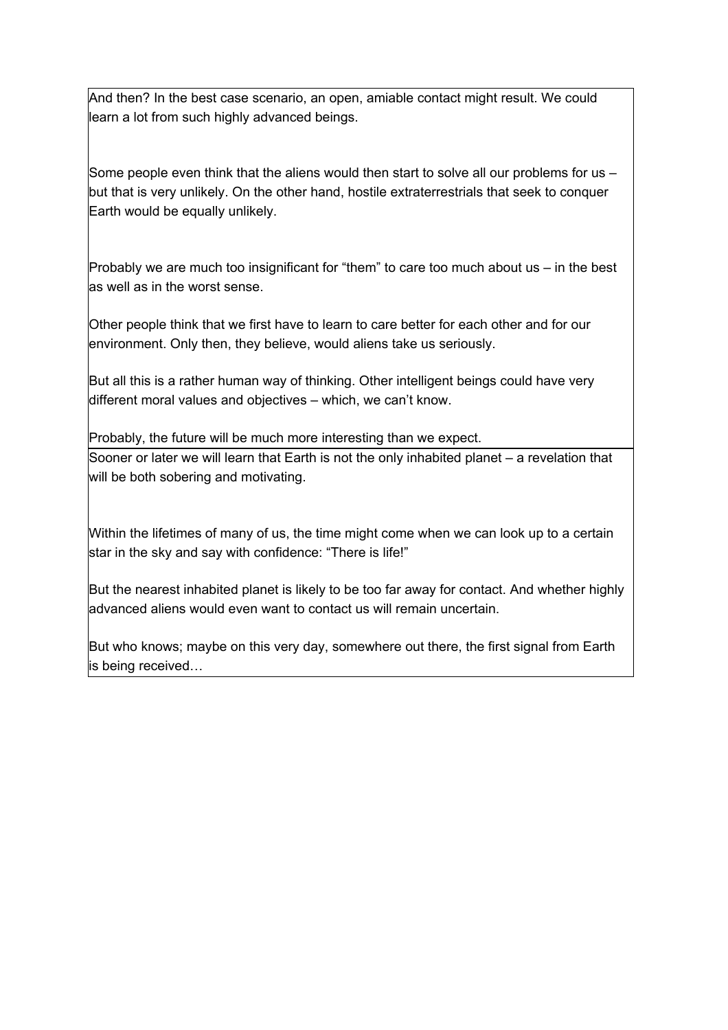And then? In the best case scenario, an open, amiable contact might result. We could learn a lot from such highly advanced beings.

Some people even think that the aliens would then start to solve all our problems for us – but that is very unlikely. On the other hand, hostile extraterrestrials that seek to conquer Earth would be equally unlikely.

Probably we are much too insignificant for “them” to care too much about us – in the best as well as in the worst sense.

Other people think that we first have to learn to care better for each other and for our environment. Only then, they believe, would aliens take us seriously.

But all this is a rather human way of thinking. Other intelligent beings could have very different moral values and objectives – which, we can’t know.

Probably, the future will be much more interesting than we expect.

Sooner or later we will learn that Earth is not the only inhabited planet – a revelation that will be both sobering and motivating.

Within the lifetimes of many of us, the time might come when we can look up to a certain star in the sky and say with confidence: “There is life!”

But the nearest inhabited planet is likely to be too far away for contact. And whether highly advanced aliens would even want to contact us will remain uncertain.

But who knows; maybe on this very day, somewhere out there, the first signal from Earth is being received…